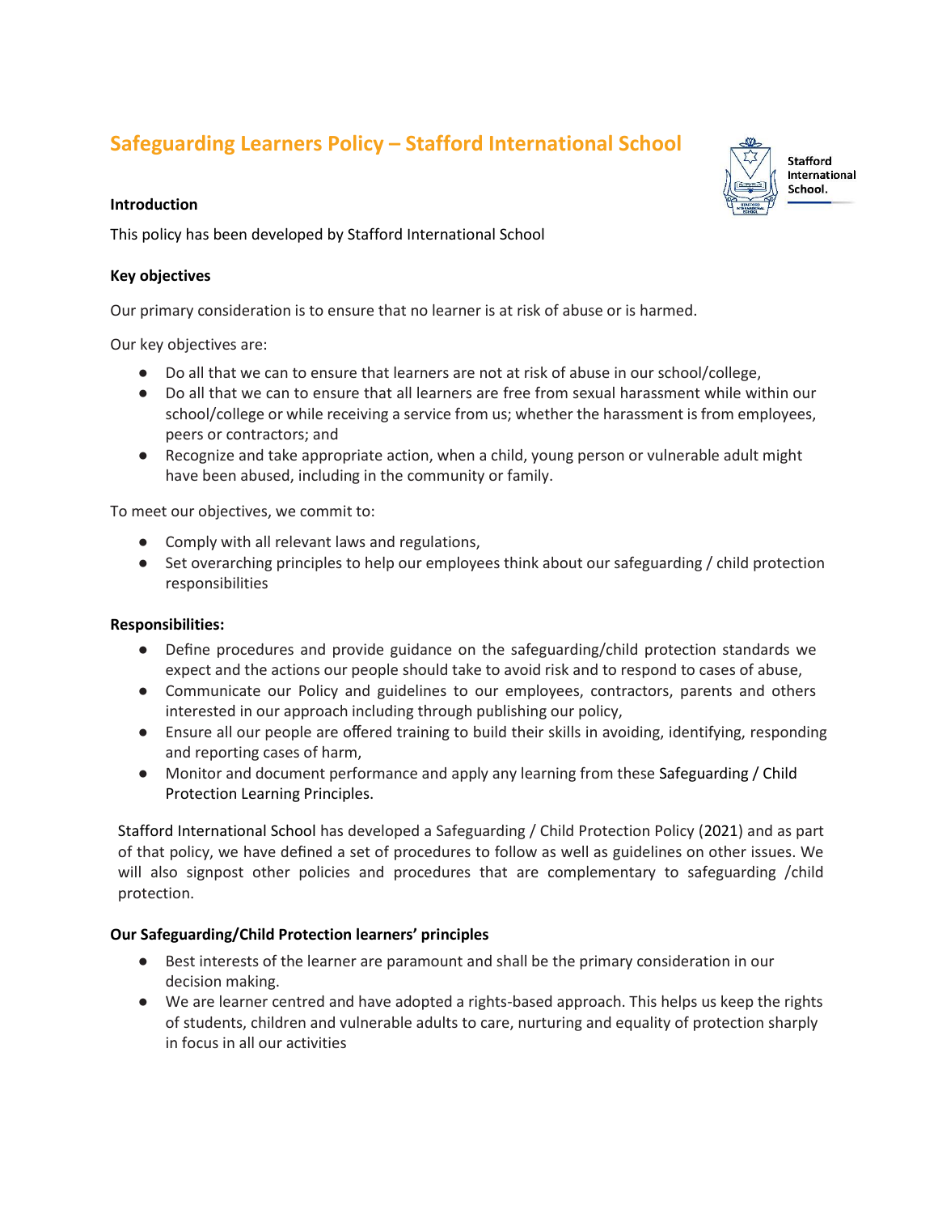# Safeguarding Learners Policy – Stafford International School

### Introduction

This policy has been developed by Stafford International School

### Key objectives

Our primary consideration is to ensure that no learner is at risk of abuse or is harmed.

Our key objectives are:

- Do all that we can to ensure that learners are not at risk of abuse in our school/college,
- Do all that we can to ensure that all learners are free from sexual harassment while within our school/college or while receiving a service from us; whether the harassment is from employees, peers or contractors; and
- Recognize and take appropriate action, when a child, young person or vulnerable adult might have been abused, including in the community or family.

To meet our objectives, we commit to:

- Comply with all relevant laws and regulations,
- Set overarching principles to help our employees think about our safeguarding / child protection responsibilities

### Responsibilities:

- Define procedures and provide guidance on the safeguarding/child protection standards we expect and the actions our people should take to avoid risk and to respond to cases of abuse,
- Communicate our Policy and guidelines to our employees, contractors, parents and others interested in our approach including through publishing our policy,
- Ensure all our people are offered training to build their skills in avoiding, identifying, responding and reporting cases of harm,
- Monitor and document performance and apply any learning from these Safeguarding / Child Protection Learning Principles.

Stafford International School has developed a Safeguarding / Child Protection Policy (2021) and as part of that policy, we have defined a set of procedures to follow as well as guidelines on other issues. We will also signpost other policies and procedures that are complementary to safeguarding /child protection.

### Our Safeguarding/Child Protection learners' principles

- Best interests of the learner are paramount and shall be the primary consideration in our decision making.
- We are learner centred and have adopted a rights-based approach. This helps us keep the rights of students, children and vulnerable adults to care, nurturing and equality of protection sharply in focus in all our activities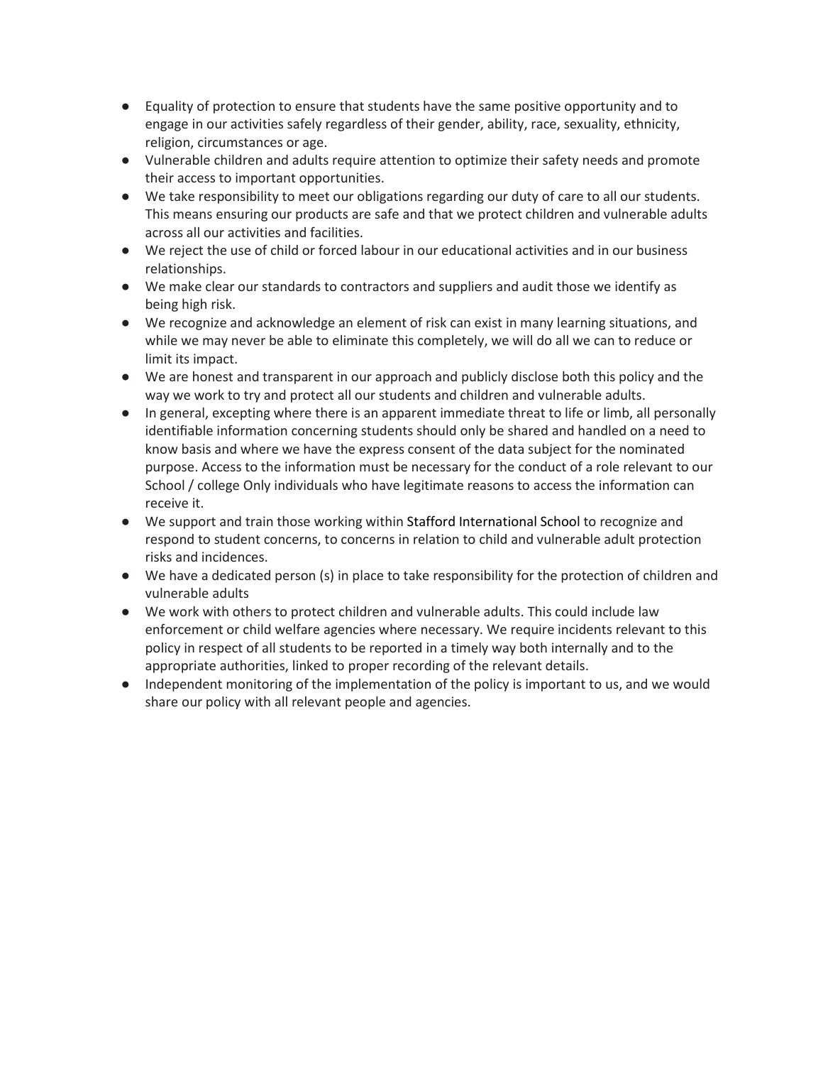- Equality of protection to ensure that students have the same positive opportunity and to engage in our activities safely regardless of their gender, ability, race, sexuality, ethnicity, religion, circumstances or age.
- Vulnerable children and adults require attention to optimize their safety needs and promote their access to important opportunities.
- We take responsibility to meet our obligations regarding our duty of care to all our students. This means ensuring our products are safe and that we protect children and vulnerable adults across all our activities and facilities.
- We reject the use of child or forced labour in our educational activities and in our business relationships.
- We make clear our standards to contractors and suppliers and audit those we identify as being high risk.
- We recognize and acknowledge an element of risk can exist in many learning situations, and while we may never be able to eliminate this completely, we will do all we can to reduce or limit its impact.
- We are honest and transparent in our approach and publicly disclose both this policy and the way we work to try and protect all our students and children and vulnerable adults.
- In general, excepting where there is an apparent immediate threat to life or limb, all personally identifiable information concerning students should only be shared and handled on a need to know basis and where we have the express consent of the data subject for the nominated purpose. Access to the information must be necessary for the conduct of a role relevant to our School / college Only individuals who have legitimate reasons to access the information can receive it.
- We support and train those working within Stafford International School to recognize and respond to student concerns, to concerns in relation to child and vulnerable adult protection risks and incidences.
- We have a dedicated person (s) in place to take responsibility for the protection of children and vulnerable adults
- We work with others to protect children and vulnerable adults. This could include law enforcement or child welfare agencies where necessary. We require incidents relevant to this policy in respect of all students to be reported in a timely way both internally and to the appropriate authorities, linked to proper recording of the relevant details.
- Independent monitoring of the implementation of the policy is important to us, and we would share our policy with all relevant people and agencies.